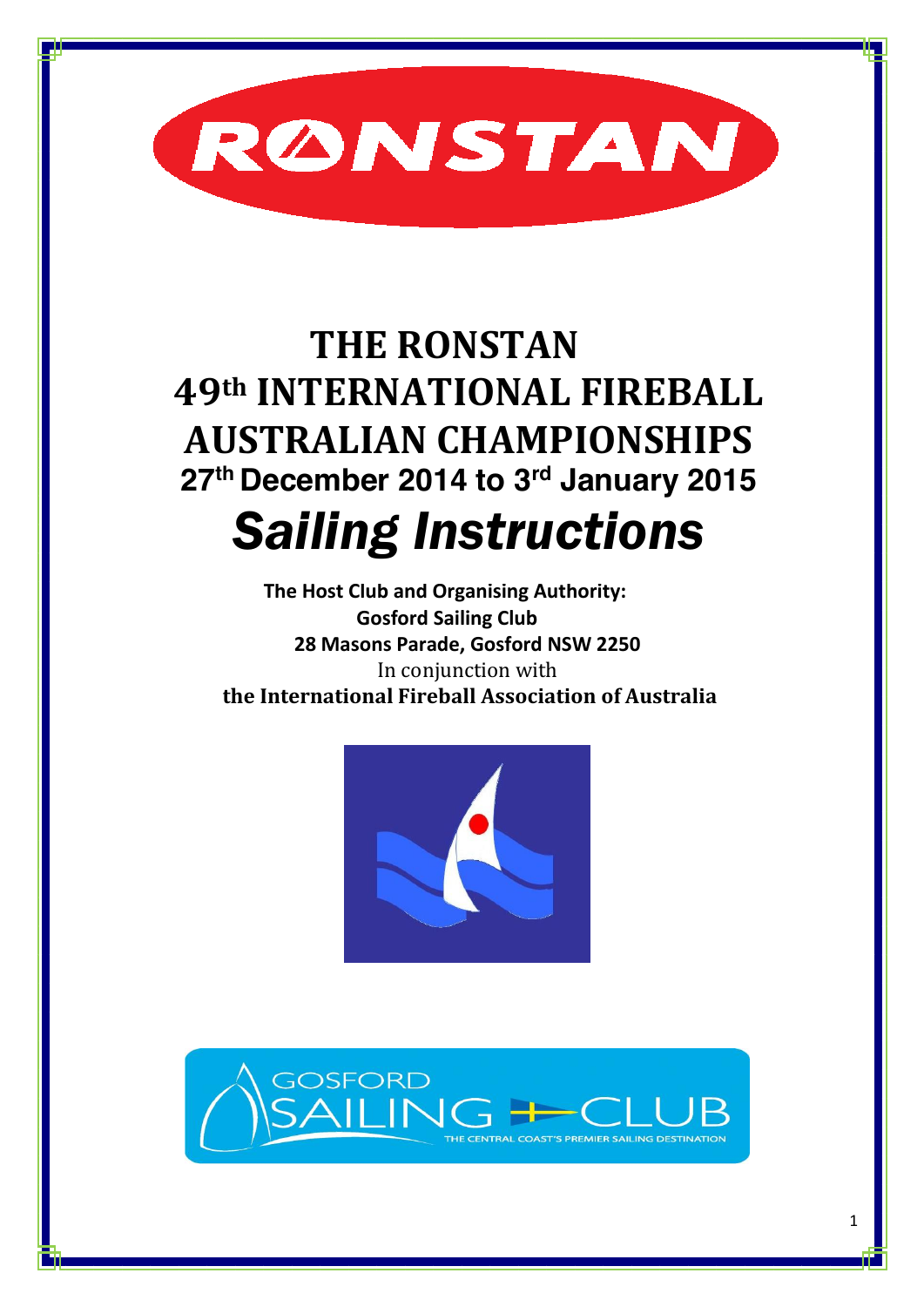RONSTAN

# THE RONSTAN 49th INTERNATIONAL FIREBALL AUSTRALIAN CHAMPIONSHIPS

## 27th December 2014 to 3rd January 2015

# *Sailing Instructions*

**The Host Club and Organising Authority:**
**Gosford Sailing Club**
**28 Masons Parade, Gosford NSW 2250**
In conjunction with
**the International Fireball Association of Australia**

GOSFORD SAILING CLUB
THE CENTRAL COAST'S PREMIER SAILING DESTINATION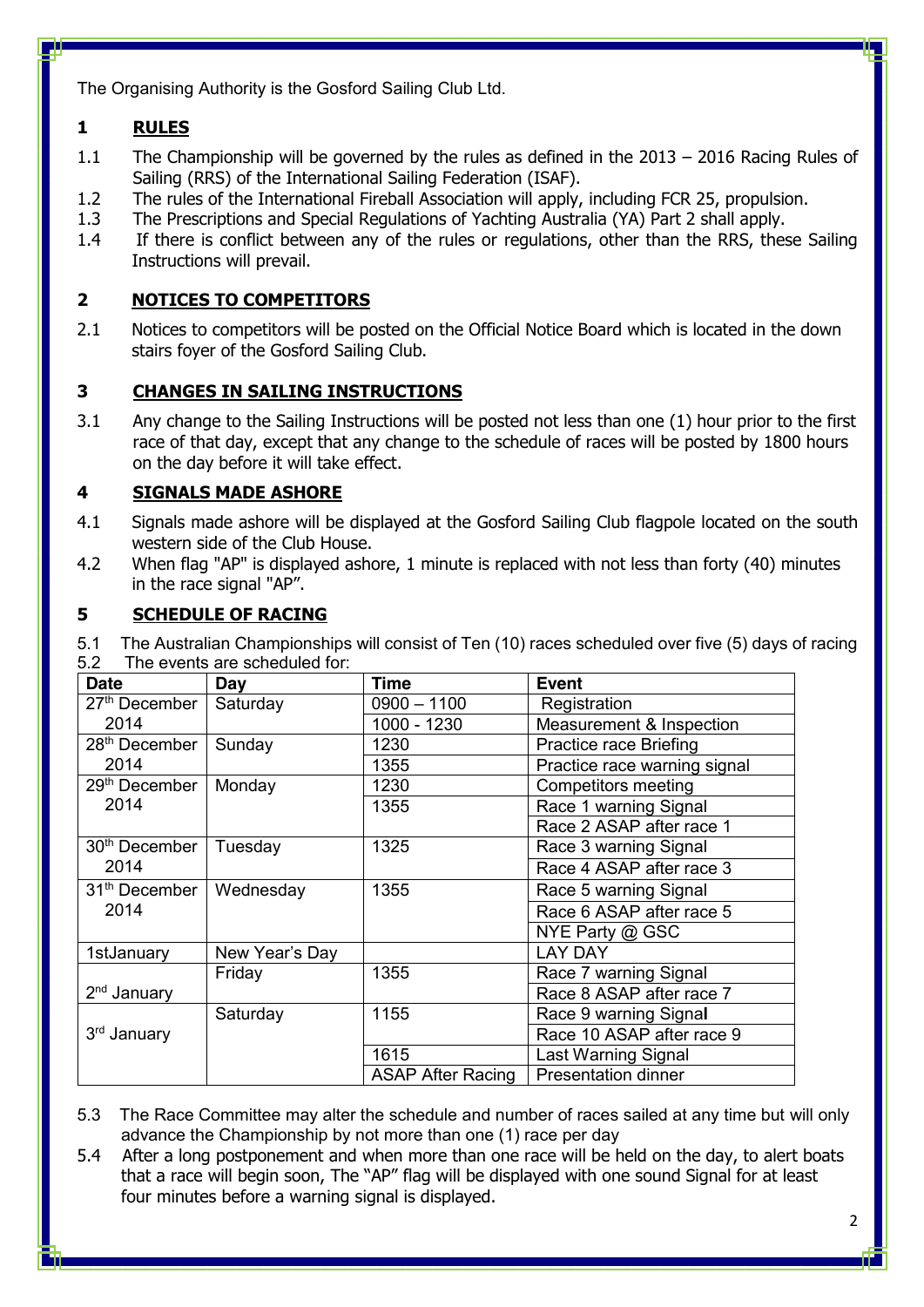The Organising Authority is the Gosford Sailing Club Ltd.

## 1 RULES

1.1 The Championship will be governed by the rules as defined in the 2013 – 2016 Racing Rules of Sailing (RRS) of the International Sailing Federation (ISAF).

1.2 The rules of the International Fireball Association will apply, including FCR 25, propulsion.

1.3 The Prescriptions and Special Regulations of Yachting Australia (YA) Part 2 shall apply.

1.4 If there is conflict between any of the rules or regulations, other than the RRS, these Sailing Instructions will prevail.

## 2 NOTICES TO COMPETITORS

2.1 Notices to competitors will be posted on the Official Notice Board which is located in the down stairs foyer of the Gosford Sailing Club.

## 3 CHANGES IN SAILING INSTRUCTIONS

3.1 Any change to the Sailing Instructions will be posted not less than one (1) hour prior to the first race of that day, except that any change to the schedule of races will be posted by 1800 hours on the day before it will take effect.

## 4 SIGNALS MADE ASHORE

4.1 Signals made ashore will be displayed at the Gosford Sailing Club flagpole located on the south western side of the Club House.

4.2 When flag "AP" is displayed ashore, 1 minute is replaced with not less than forty (40) minutes in the race signal "AP".

## 5 SCHEDULE OF RACING

5.1 The Australian Championships will consist of Ten (10) races scheduled over five (5) days of racing

5.2 The events are scheduled for:

| Date | Day | Time | Event |
|---|---|---|---|
| 27th December 2014 | Saturday | 0900 – 1100 | Registration |
| | | 1000 - 1230 | Measurement & Inspection |
| 28th December 2014 | Sunday | 1230 | Practice race Briefing |
| | | 1355 | Practice race warning signal |
| 29th December 2014 | Monday | 1230 | Competitors meeting |
| | | 1355 | Race 1 warning Signal |
| | | | Race 2 ASAP after race 1 |
| 30th December 2014 | Tuesday | 1325 | Race 3 warning Signal |
| | | | Race 4 ASAP after race 3 |
| 31th December 2014 | Wednesday | 1355 | Race 5 warning Signal |
| | | | Race 6 ASAP after race 5 |
| | | | NYE Party @ GSC |
| 1stJanuary | New Year's Day | | LAY DAY |
| 2nd January | Friday | 1355 | Race 7 warning Signal |
| | | | Race 8 ASAP after race 7 |
| 3rd January | Saturday | 1155 | Race 9 warning Signal |
| | | | Race 10 ASAP after race 9 |
| | | 1615 | Last Warning Signal |
| | | ASAP After Racing | Presentation dinner |

5.3 The Race Committee may alter the schedule and number of races sailed at any time but will only advance the Championship by not more than one (1) race per day

5.4 After a long postponement and when more than one race will be held on the day, to alert boats that a race will begin soon, The "AP" flag will be displayed with one sound Signal for at least four minutes before a warning signal is displayed.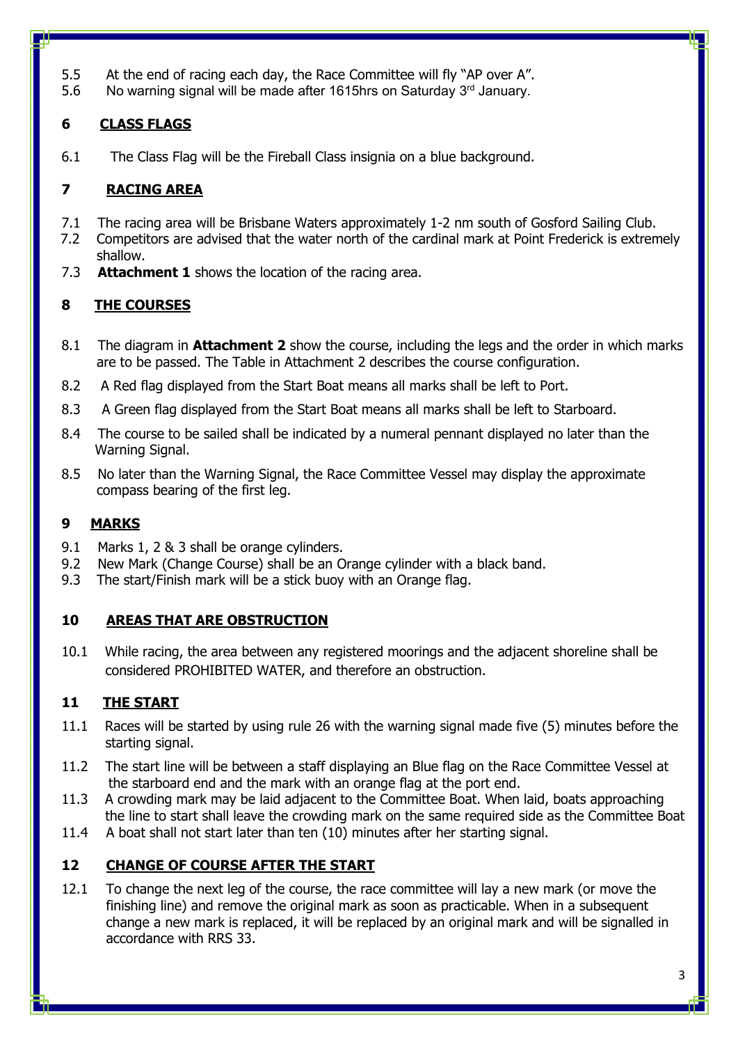5.5 At the end of racing each day, the Race Committee will fly "AP over A".
5.6 No warning signal will be made after 1615hrs on Saturday 3[rd] January.

## 6 CLASS FLAGS

6.1 The Class Flag will be the Fireball Class insignia on a blue background.

## 7 RACING AREA

7.1 The racing area will be Brisbane Waters approximately 1-2 nm south of Gosford Sailing Club.
7.2 Competitors are advised that the water north of the cardinal mark at Point Frederick is extremely shallow.
7.3 **Attachment 1** shows the location of the racing area.

## 8 THE COURSES

8.1 The diagram in **Attachment 2** show the course, including the legs and the order in which marks are to be passed. The Table in Attachment 2 describes the course configuration.

8.2 A Red flag displayed from the Start Boat means all marks shall be left to Port.

8.3 A Green flag displayed from the Start Boat means all marks shall be left to Starboard.

8.4 The course to be sailed shall be indicated by a numeral pennant displayed no later than the Warning Signal.

8.5 No later than the Warning Signal, the Race Committee Vessel may display the approximate compass bearing of the first leg.

## 9 MARKS

9.1 Marks 1, 2 & 3 shall be orange cylinders.
9.2 New Mark (Change Course) shall be an Orange cylinder with a black band.
9.3 The start/Finish mark will be a stick buoy with an Orange flag.

## 10 AREAS THAT ARE OBSTRUCTION

10.1 While racing, the area between any registered moorings and the adjacent shoreline shall be considered PROHIBITED WATER, and therefore an obstruction.

## 11 THE START

11.1 Races will be started by using rule 26 with the warning signal made five (5) minutes before the starting signal.

11.2 The start line will be between a staff displaying an Blue flag on the Race Committee Vessel at the starboard end and the mark with an orange flag at the port end.
11.3 A crowding mark may be laid adjacent to the Committee Boat. When laid, boats approaching the line to start shall leave the crowding mark on the same required side as the Committee Boat
11.4 A boat shall not start later than ten (10) minutes after her starting signal.

## 12 CHANGE OF COURSE AFTER THE START

12.1 To change the next leg of the course, the race committee will lay a new mark (or move the finishing line) and remove the original mark as soon as practicable. When in a subsequent change a new mark is replaced, it will be replaced by an original mark and will be signalled in accordance with RRS 33.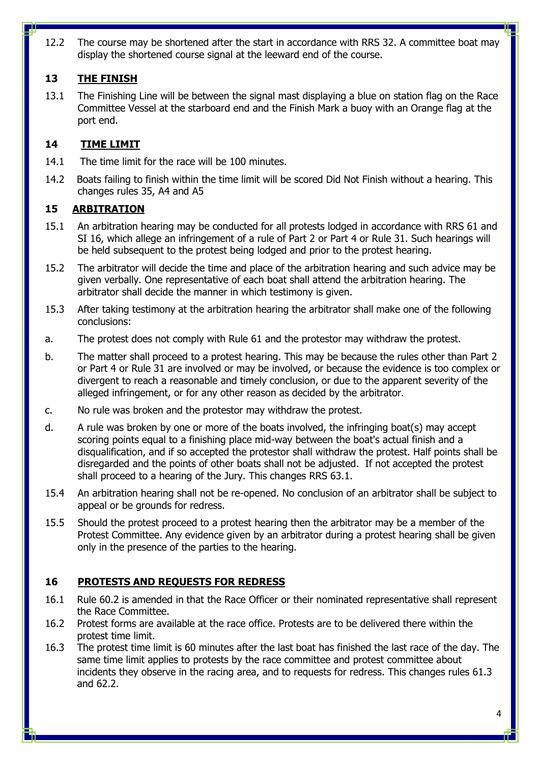12.2 The course may be shortened after the start in accordance with RRS 32. A committee boat may display the shortened course signal at the leeward end of the course.

## 13 THE FINISH

13.1 The Finishing Line will be between the signal mast displaying a blue on station flag on the Race Committee Vessel at the starboard end and the Finish Mark a buoy with an Orange flag at the port end.

## 14 TIME LIMIT

14.1 The time limit for the race will be 100 minutes.

14.2 Boats failing to finish within the time limit will be scored Did Not Finish without a hearing. This changes rules 35, A4 and A5

## 15 ARBITRATION

15.1 An arbitration hearing may be conducted for all protests lodged in accordance with RRS 61 and SI 16, which allege an infringement of a rule of Part 2 or Part 4 or Rule 31. Such hearings will be held subsequent to the protest being lodged and prior to the protest hearing.

15.2 The arbitrator will decide the time and place of the arbitration hearing and such advice may be given verbally. One representative of each boat shall attend the arbitration hearing. The arbitrator shall decide the manner in which testimony is given.

15.3 After taking testimony at the arbitration hearing the arbitrator shall make one of the following conclusions:

a. The protest does not comply with Rule 61 and the protestor may withdraw the protest.

b. The matter shall proceed to a protest hearing. This may be because the rules other than Part 2 or Part 4 or Rule 31 are involved or may be involved, or because the evidence is too complex or divergent to reach a reasonable and timely conclusion, or due to the apparent severity of the alleged infringement, or for any other reason as decided by the arbitrator.

c. No rule was broken and the protestor may withdraw the protest.

d. A rule was broken by one or more of the boats involved, the infringing boat(s) may accept scoring points equal to a finishing place mid-way between the boat's actual finish and a disqualification, and if so accepted the protestor shall withdraw the protest. Half points shall be disregarded and the points of other boats shall not be adjusted. If not accepted the protest shall proceed to a hearing of the Jury. This changes RRS 63.1.

15.4 An arbitration hearing shall not be re-opened. No conclusion of an arbitrator shall be subject to appeal or be grounds for redress.

15.5 Should the protest proceed to a protest hearing then the arbitrator may be a member of the Protest Committee. Any evidence given by an arbitrator during a protest hearing shall be given only in the presence of the parties to the hearing.

## 16 PROTESTS AND REQUESTS FOR REDRESS

16.1 Rule 60.2 is amended in that the Race Officer or their nominated representative shall represent the Race Committee.

16.2 Protest forms are available at the race office. Protests are to be delivered there within the protest time limit.

16.3 The protest time limit is 60 minutes after the last boat has finished the last race of the day. The same time limit applies to protests by the race committee and protest committee about incidents they observe in the racing area, and to requests for redress. This changes rules 61.3 and 62.2.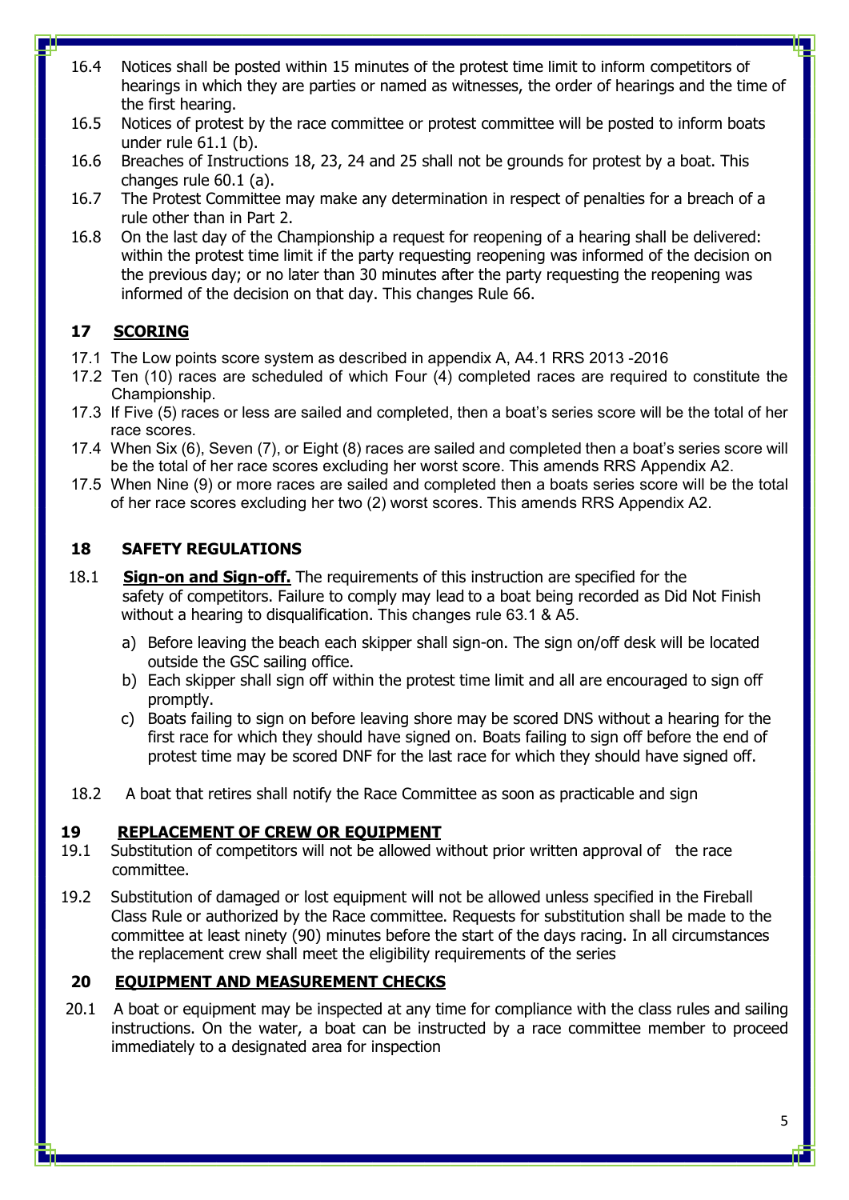16.4 Notices shall be posted within 15 minutes of the protest time limit to inform competitors of hearings in which they are parties or named as witnesses, the order of hearings and the time of the first hearing.

16.5 Notices of protest by the race committee or protest committee will be posted to inform boats under rule 61.1 (b).

16.6 Breaches of Instructions 18, 23, 24 and 25 shall not be grounds for protest by a boat. This changes rule 60.1 (a).

16.7 The Protest Committee may make any determination in respect of penalties for a breach of a rule other than in Part 2.

16.8 On the last day of the Championship a request for reopening of a hearing shall be delivered: within the protest time limit if the party requesting reopening was informed of the decision on the previous day; or no later than 30 minutes after the party requesting the reopening was informed of the decision on that day. This changes Rule 66.

## 17 SCORING

17.1 The Low points score system as described in appendix A, A4.1 RRS 2013 -2016

17.2 Ten (10) races are scheduled of which Four (4) completed races are required to constitute the Championship.

17.3 If Five (5) races or less are sailed and completed, then a boat's series score will be the total of her race scores.

17.4 When Six (6), Seven (7), or Eight (8) races are sailed and completed then a boat's series score will be the total of her race scores excluding her worst score. This amends RRS Appendix A2.

17.5 When Nine (9) or more races are sailed and completed then a boats series score will be the total of her race scores excluding her two (2) worst scores. This amends RRS Appendix A2.

## 18 SAFETY REGULATIONS

18.1 **Sign-on and Sign-off.** The requirements of this instruction are specified for the safety of competitors. Failure to comply may lead to a boat being recorded as Did Not Finish without a hearing to disqualification. This changes rule 63.1 & A5.

a) Before leaving the beach each skipper shall sign-on. The sign on/off desk will be located outside the GSC sailing office.

b) Each skipper shall sign off within the protest time limit and all are encouraged to sign off promptly.

c) Boats failing to sign on before leaving shore may be scored DNS without a hearing for the first race for which they should have signed on. Boats failing to sign off before the end of protest time may be scored DNF for the last race for which they should have signed off.

18.2 A boat that retires shall notify the Race Committee as soon as practicable and sign

## 19 REPLACEMENT OF CREW OR EQUIPMENT

19.1 Substitution of competitors will not be allowed without prior written approval of the race committee.

19.2 Substitution of damaged or lost equipment will not be allowed unless specified in the Fireball Class Rule or authorized by the Race committee. Requests for substitution shall be made to the committee at least ninety (90) minutes before the start of the days racing. In all circumstances the replacement crew shall meet the eligibility requirements of the series

## 20 EQUIPMENT AND MEASUREMENT CHECKS

20.1 A boat or equipment may be inspected at any time for compliance with the class rules and sailing instructions. On the water, a boat can be instructed by a race committee member to proceed immediately to a designated area for inspection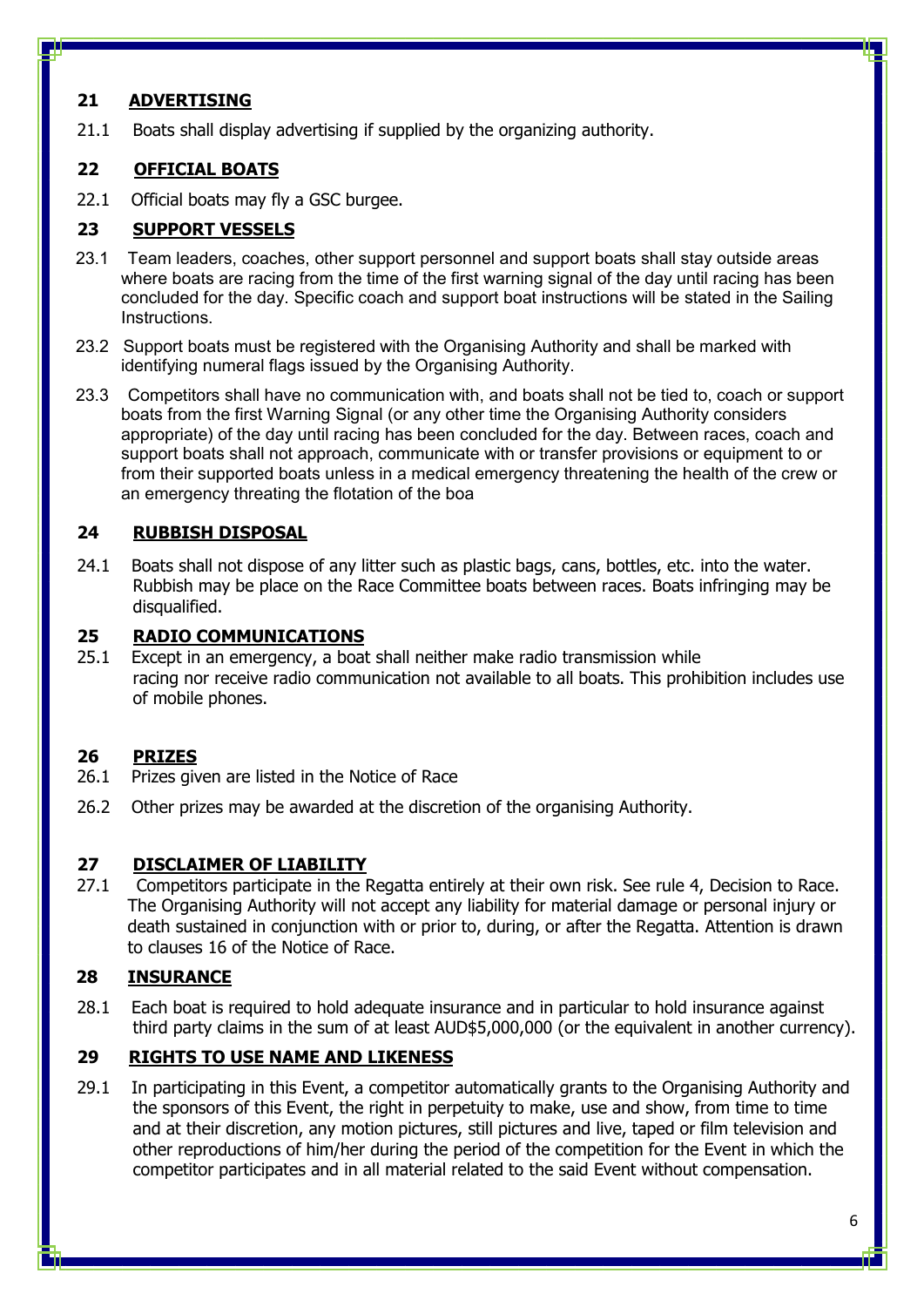## 21 ADVERTISING

21.1 Boats shall display advertising if supplied by the organizing authority.

## 22 OFFICIAL BOATS

22.1 Official boats may fly a GSC burgee.

## 23 SUPPORT VESSELS

23.1 Team leaders, coaches, other support personnel and support boats shall stay outside areas where boats are racing from the time of the first warning signal of the day until racing has been concluded for the day. Specific coach and support boat instructions will be stated in the Sailing Instructions.

23.2 Support boats must be registered with the Organising Authority and shall be marked with identifying numeral flags issued by the Organising Authority.

23.3 Competitors shall have no communication with, and boats shall not be tied to, coach or support boats from the first Warning Signal (or any other time the Organising Authority considers appropriate) of the day until racing has been concluded for the day. Between races, coach and support boats shall not approach, communicate with or transfer provisions or equipment to or from their supported boats unless in a medical emergency threatening the health of the crew or an emergency threating the flotation of the boa

## 24 RUBBISH DISPOSAL

24.1 Boats shall not dispose of any litter such as plastic bags, cans, bottles, etc. into the water. Rubbish may be place on the Race Committee boats between races. Boats infringing may be disqualified.

## 25 RADIO COMMUNICATIONS

25.1 Except in an emergency, a boat shall neither make radio transmission while racing nor receive radio communication not available to all boats. This prohibition includes use of mobile phones.

## 26 PRIZES

26.1 Prizes given are listed in the Notice of Race

26.2 Other prizes may be awarded at the discretion of the organising Authority.

## 27 DISCLAIMER OF LIABILITY

27.1 Competitors participate in the Regatta entirely at their own risk. See rule 4, Decision to Race. The Organising Authority will not accept any liability for material damage or personal injury or death sustained in conjunction with or prior to, during, or after the Regatta. Attention is drawn to clauses 16 of the Notice of Race.

## 28 INSURANCE

28.1 Each boat is required to hold adequate insurance and in particular to hold insurance against third party claims in the sum of at least AUD$5,000,000 (or the equivalent in another currency).

## 29 RIGHTS TO USE NAME AND LIKENESS

29.1 In participating in this Event, a competitor automatically grants to the Organising Authority and the sponsors of this Event, the right in perpetuity to make, use and show, from time to time and at their discretion, any motion pictures, still pictures and live, taped or film television and other reproductions of him/her during the period of the competition for the Event in which the competitor participates and in all material related to the said Event without compensation.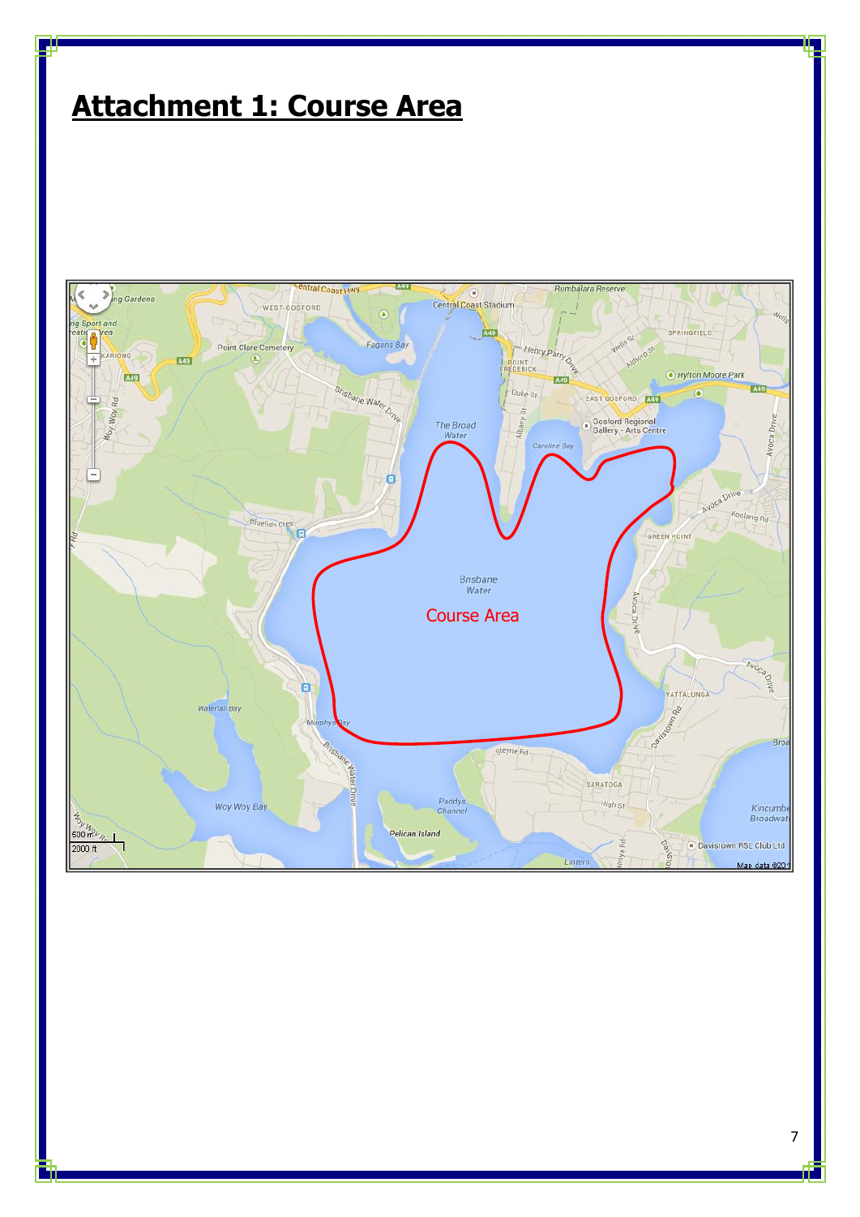# Attachment 1: Course Area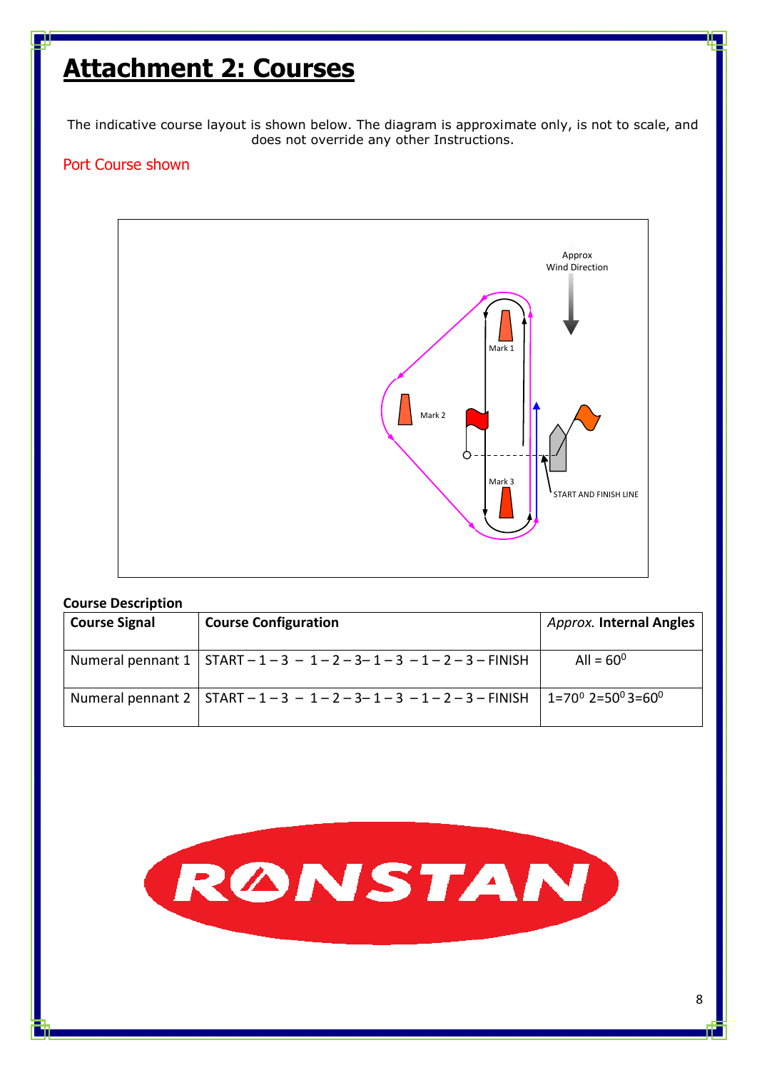# Attachment 2: Courses

The indicative course layout is shown below. The diagram is approximate only, is not to scale, and does not override any other Instructions.

Port Course shown

Approx
Wind Direction

Mark 1

Mark 2

Mark 3

START AND FINISH LINE

**Course Description**

| Course Signal | Course Configuration | *Approx.* **Internal Angles** |
|---|---|---|
| Numeral pennant 1 | START – 1 – 3 – 1 – 2 – 3– 1 – 3 – 1 – 2 – 3 – FINISH | All = $60^0$ |
| Numeral pennant 2 | START – 1 – 3 – 1 – 2 – 3– 1 – 3 – 1 – 2 – 3 – FINISH | 1=$70^0$ 2=$50^0$ 3=$60^0$ |

RONSTAN